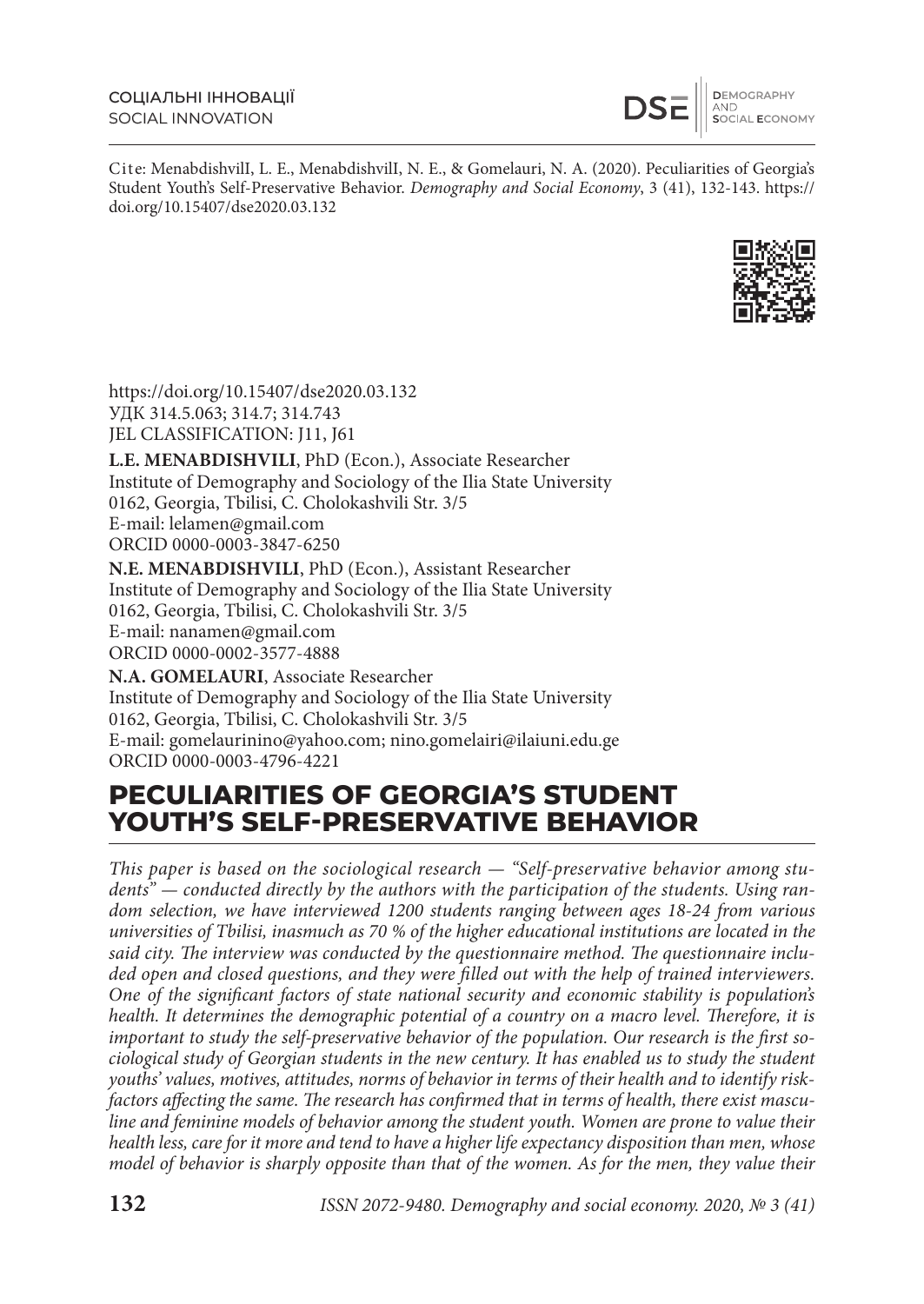Cite: MenabdishvilI, L. E., MenabdishvilI, N. E., & Gomelauri, N. A. (2020). Peculiarities of Georgia's Student Youth's Self-Preservative Behavior. *Demography and Social Economy*, 3 (41), 132-143. https://doi.org/10.15407/dse2020.03.132

https://doi.org/10.15407/dse2020.03.132
УДК 314.5.063; 314.7; 314.743
JEL CLASSIFICATION: J11, J61

**L.E. MENABDISHVILI**, PhD (Econ.), Associate Researcher
Institute of Demography and Sociology of the Ilia State University
0162, Georgia, Tbilisi, C. Cholokashvili Str. 3/5
E-mail: lelamen@gmail.com
ORCID 0000-0003-3847-6250

**N.E. MENABDISHVILI**, PhD (Econ.), Assistant Researcher
Institute of Demography and Sociology of the Ilia State University
0162, Georgia, Tbilisi, C. Cholokashvili Str. 3/5
E-mail: nanamen@gmail.com
ORCID 0000-0002-3577-4888

**N.A. GOMELAURI**, Associate Researcher
Institute of Demography and Sociology of the Ilia State University
0162, Georgia, Tbilisi, C. Cholokashvili Str. 3/5
E-mail: gomelaurinino@yahoo.com; nino.gomelairi@ilaiuni.edu.ge
ORCID 0000-0003-4796-4221

# PECULIARITIES OF GEORGIA'S STUDENT YOUTH'S SELF-PRESERVATIVE BEHAVIOR

*This paper is based on the sociological research — "Self-preservative behavior among students" — conducted directly by the authors with the participation of the students. Using random selection, we have interviewed 1200 students ranging between ages 18-24 from various universities of Tbilisi, inasmuch as 70 % of the higher educational institutions are located in the said city. The interview was conducted by the questionnaire method. The questionnaire included open and closed questions, and they were filled out with the help of trained interviewers. One of the significant factors of state national security and economic stability is population's health. It determines the demographic potential of a country on a macro level. Therefore, it is important to study the self-preservative behavior of the population. Our research is the first sociological study of Georgian students in the new century. It has enabled us to study the student youths' values, motives, attitudes, norms of behavior in terms of their health and to identify risk-factors affecting the same. The research has confirmed that in terms of health, there exist masculine and feminine models of behavior among the student youth. Women are prone to value their health less, care for it more and tend to have a higher life expectancy disposition than men, whose model of behavior is sharply opposite than that of the women. As for the men, they value their*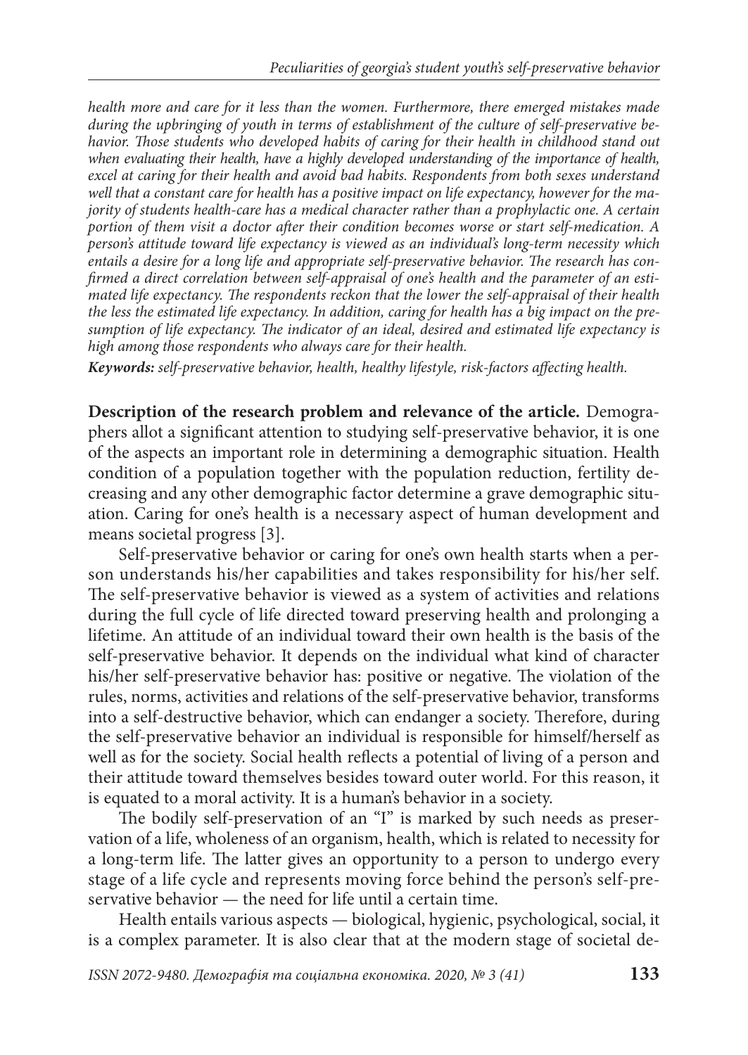*health more and care for it less than the women. Furthermore, there emerged mistakes made during the upbringing of youth in terms of establishment of the culture of self-preservative behavior. Those students who developed habits of caring for their health in childhood stand out when evaluating their health, have a highly developed understanding of the importance of health, excel at caring for their health and avoid bad habits. Respondents from both sexes understand well that a constant care for health has a positive impact on life expectancy, however for the majority of students health-care has a medical character rather than a prophylactic one. A certain portion of them visit a doctor after their condition becomes worse or start self-medication. A person's attitude toward life expectancy is viewed as an individual's long-term necessity which entails a desire for a long life and appropriate self-preservative behavior. The research has confirmed a direct correlation between self-appraisal of one's health and the parameter of an estimated life expectancy. The respondents reckon that the lower the self-appraisal of their health the less the estimated life expectancy. In addition, caring for health has a big impact on the presumption of life expectancy. The indicator of an ideal, desired and estimated life expectancy is high among those respondents who always care for their health.*

***Keywords:*** *self-preservative behavior, health, healthy lifestyle, risk-factors affecting health.*

**Description of the research problem and relevance of the article.** Demographers allot a significant attention to studying self-preservative behavior, it is one of the aspects an important role in determining a demographic situation. Health condition of a population together with the population reduction, fertility decreasing and any other demographic factor determine a grave demographic situation. Caring for one's health is a necessary aspect of human development and means societal progress [3].

Self-preservative behavior or caring for one's own health starts when a person understands his/her capabilities and takes responsibility for his/her self. The self-preservative behavior is viewed as a system of activities and relations during the full cycle of life directed toward preserving health and prolonging a lifetime. An attitude of an individual toward their own health is the basis of the self-preservative behavior. It depends on the individual what kind of character his/her self-preservative behavior has: positive or negative. The violation of the rules, norms, activities and relations of the self-preservative behavior, transforms into a self-destructive behavior, which can endanger a society. Therefore, during the self-preservative behavior an individual is responsible for himself/herself as well as for the society. Social health reflects a potential of living of a person and their attitude toward themselves besides toward outer world. For this reason, it is equated to a moral activity. It is a human's behavior in a society.

The bodily self-preservation of an "I" is marked by such needs as preservation of a life, wholeness of an organism, health, which is related to necessity for a long-term life. The latter gives an opportunity to a person to undergo every stage of a life cycle and represents moving force behind the person's self-preservative behavior — the need for life until a certain time.

Health entails various aspects — biological, hygienic, psychological, social, it is a complex parameter. It is also clear that at the modern stage of societal de-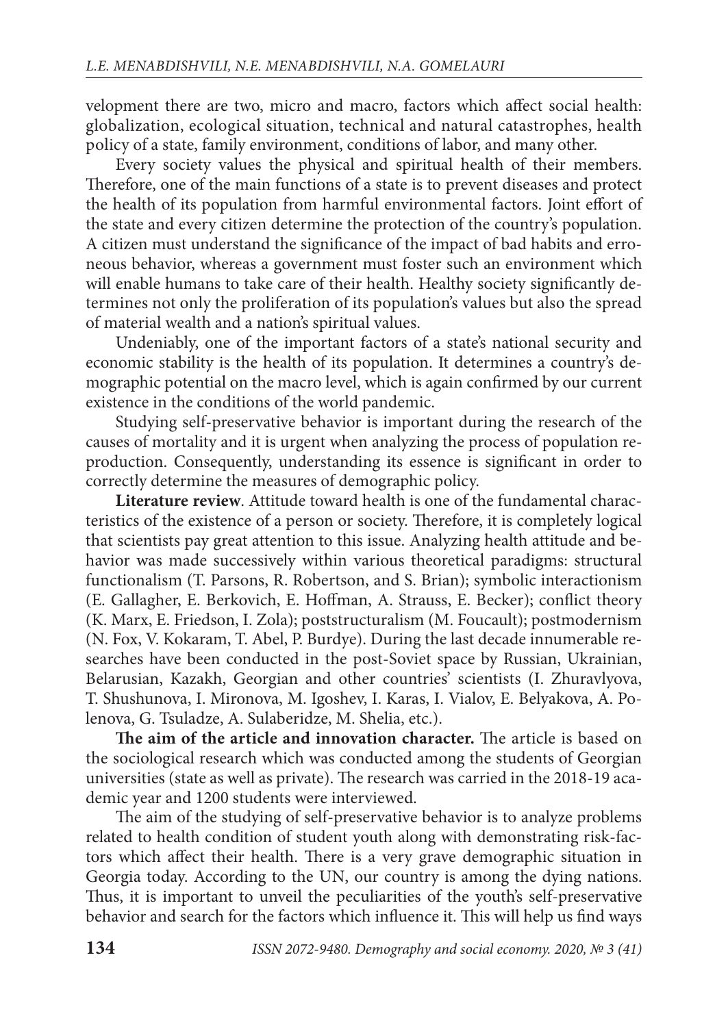velopment there are two, micro and macro, factors which affect social health: globalization, ecological situation, technical and natural catastrophes, health policy of a state, family environment, conditions of labor, and many other.

Every society values the physical and spiritual health of their members. Therefore, one of the main functions of a state is to prevent diseases and protect the health of its population from harmful environmental factors. Joint effort of the state and every citizen determine the protection of the country's population. A citizen must understand the significance of the impact of bad habits and erroneous behavior, whereas a government must foster such an environment which will enable humans to take care of their health. Healthy society significantly determines not only the proliferation of its population's values but also the spread of material wealth and a nation's spiritual values.

Undeniably, one of the important factors of a state's national security and economic stability is the health of its population. It determines a country's demographic potential on the macro level, which is again confirmed by our current existence in the conditions of the world pandemic.

Studying self-preservative behavior is important during the research of the causes of mortality and it is urgent when analyzing the process of population reproduction. Consequently, understanding its essence is significant in order to correctly determine the measures of demographic policy.

**Literature review**. Attitude toward health is one of the fundamental characteristics of the existence of a person or society. Therefore, it is completely logical that scientists pay great attention to this issue. Analyzing health attitude and behavior was made successively within various theoretical paradigms: structural functionalism (T. Parsons, R. Robertson, and S. Brian); symbolic interactionism (E. Gallagher, E. Berkovich, E. Hoffman, A. Strauss, E. Becker); conflict theory (K. Marx, E. Friedson, I. Zola); poststructuralism (M. Foucault); postmodernism (N. Fox, V. Kokaram, T. Abel, P. Burdye). During the last decade innumerable researches have been conducted in the post-Soviet space by Russian, Ukrainian, Belarusian, Kazakh, Georgian and other countries' scientists (I. Zhuravlyova, T. Shushunova, I. Mironova, M. Igoshev, I. Karas, I. Vialov, E. Belyakova, A. Polenova, G. Tsuladze, A. Sulaberidze, M. Shelia, etc.).

**The aim of the article and innovation character.** The article is based on the sociological research which was conducted among the students of Georgian universities (state as well as private). The research was carried in the 2018-19 academic year and 1200 students were interviewed.

The aim of the studying of self-preservative behavior is to analyze problems related to health condition of student youth along with demonstrating risk-factors which affect their health. There is a very grave demographic situation in Georgia today. According to the UN, our country is among the dying nations. Thus, it is important to unveil the peculiarities of the youth's self-preservative behavior and search for the factors which influence it. This will help us find ways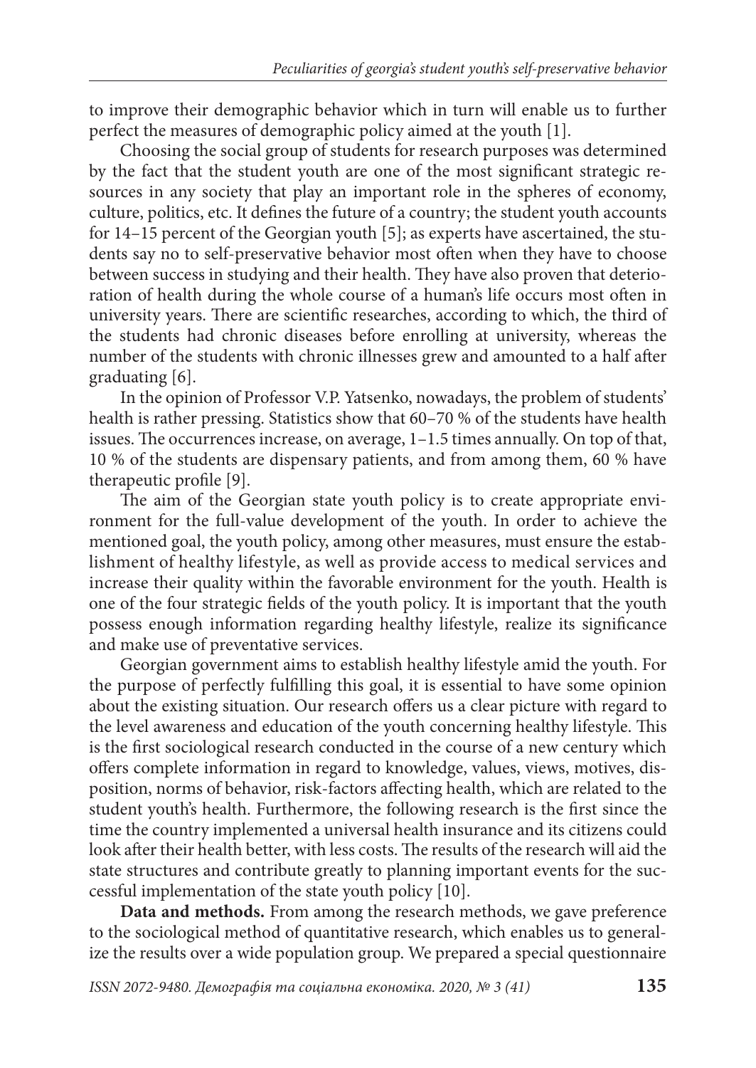to improve their demographic behavior which in turn will enable us to further perfect the measures of demographic policy aimed at the youth [1].

Choosing the social group of students for research purposes was determined by the fact that the student youth are one of the most significant strategic resources in any society that play an important role in the spheres of economy, culture, politics, etc. It defines the future of a country; the student youth accounts for 14–15 percent of the Georgian youth [5]; as experts have ascertained, the students say no to self-preservative behavior most often when they have to choose between success in studying and their health. They have also proven that deterioration of health during the whole course of a human's life occurs most often in university years. There are scientific researches, according to which, the third of the students had chronic diseases before enrolling at university, whereas the number of the students with chronic illnesses grew and amounted to a half after graduating [6].

In the opinion of Professor V.P. Yatsenko, nowadays, the problem of students' health is rather pressing. Statistics show that 60–70 % of the students have health issues. The occurrences increase, on average, 1–1.5 times annually. On top of that, 10 % of the students are dispensary patients, and from among them, 60 % have therapeutic profile [9].

The aim of the Georgian state youth policy is to create appropriate environment for the full-value development of the youth. In order to achieve the mentioned goal, the youth policy, among other measures, must ensure the establishment of healthy lifestyle, as well as provide access to medical services and increase their quality within the favorable environment for the youth. Health is one of the four strategic fields of the youth policy. It is important that the youth possess enough information regarding healthy lifestyle, realize its significance and make use of preventative services.

Georgian government aims to establish healthy lifestyle amid the youth. For the purpose of perfectly fulfilling this goal, it is essential to have some opinion about the existing situation. Our research offers us a clear picture with regard to the level awareness and education of the youth concerning healthy lifestyle. This is the first sociological research conducted in the course of a new century which offers complete information in regard to knowledge, values, views, motives, disposition, norms of behavior, risk-factors affecting health, which are related to the student youth's health. Furthermore, the following research is the first since the time the country implemented a universal health insurance and its citizens could look after their health better, with less costs. The results of the research will aid the state structures and contribute greatly to planning important events for the successful implementation of the state youth policy [10].

**Data and methods.** From among the research methods, we gave preference to the sociological method of quantitative research, which enables us to generalize the results over a wide population group. We prepared a special questionnaire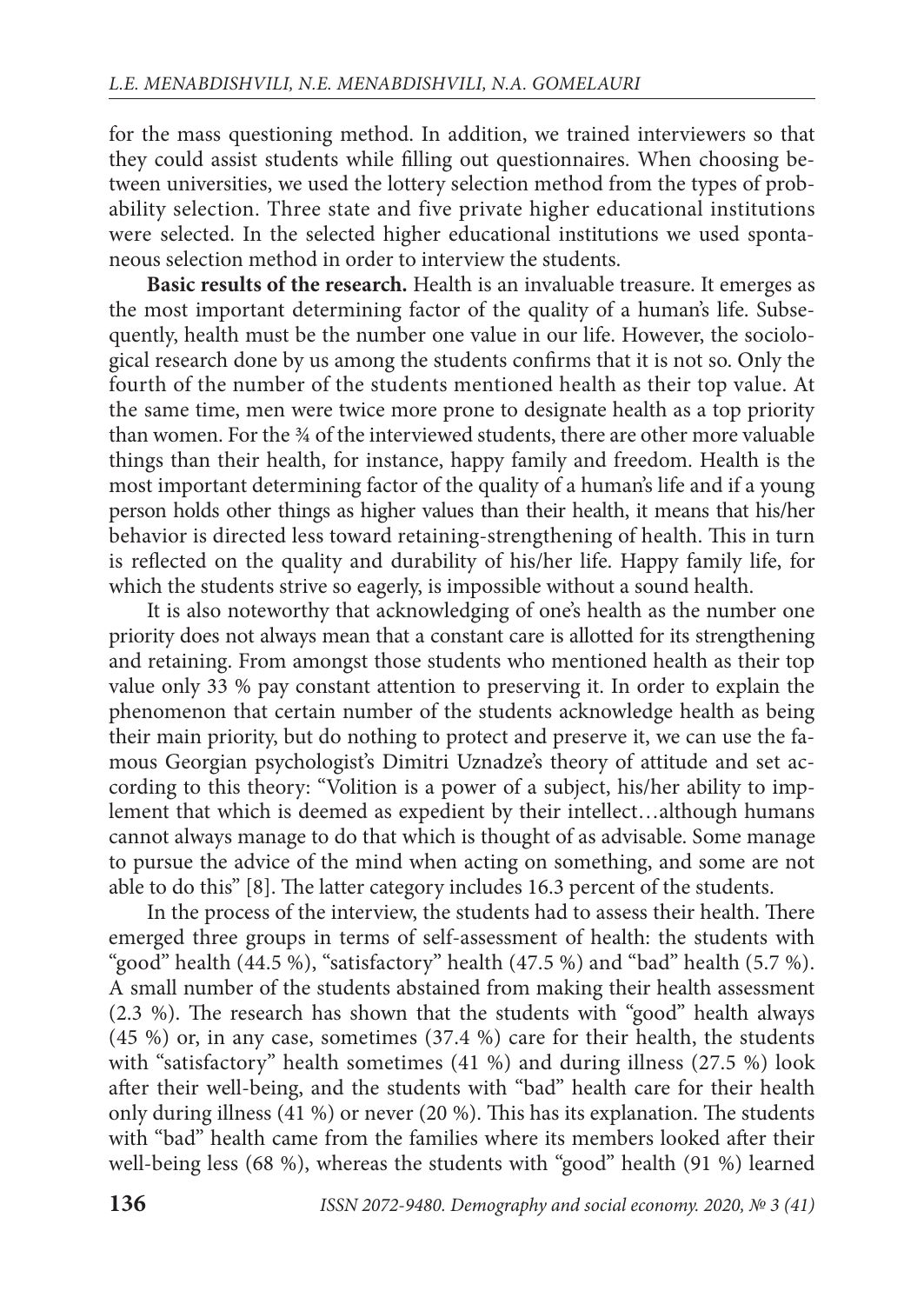for the mass questioning method. In addition, we trained interviewers so that they could assist students while filling out questionnaires. When choosing between universities, we used the lottery selection method from the types of probability selection. Three state and five private higher educational institutions were selected. In the selected higher educational institutions we used spontaneous selection method in order to interview the students.

**Basic results of the research.** Health is an invaluable treasure. It emerges as the most important determining factor of the quality of a human's life. Subsequently, health must be the number one value in our life. However, the sociological research done by us among the students confirms that it is not so. Only the fourth of the number of the students mentioned health as their top value. At the same time, men were twice more prone to designate health as a top priority than women. For the ¾ of the interviewed students, there are other more valuable things than their health, for instance, happy family and freedom. Health is the most important determining factor of the quality of a human's life and if a young person holds other things as higher values than their health, it means that his/her behavior is directed less toward retaining-strengthening of health. This in turn is reflected on the quality and durability of his/her life. Happy family life, for which the students strive so eagerly, is impossible without a sound health.

It is also noteworthy that acknowledging of one's health as the number one priority does not always mean that a constant care is allotted for its strengthening and retaining. From amongst those students who mentioned health as their top value only 33 % pay constant attention to preserving it. In order to explain the phenomenon that certain number of the students acknowledge health as being their main priority, but do nothing to protect and preserve it, we can use the famous Georgian psychologist's Dimitri Uznadze's theory of attitude and set according to this theory: "Volition is a power of a subject, his/her ability to implement that which is deemed as expedient by their intellect…although humans cannot always manage to do that which is thought of as advisable. Some manage to pursue the advice of the mind when acting on something, and some are not able to do this" [8]. The latter category includes 16.3 percent of the students.

In the process of the interview, the students had to assess their health. There emerged three groups in terms of self-assessment of health: the students with "good" health (44.5 %), "satisfactory" health (47.5 %) and "bad" health (5.7 %). A small number of the students abstained from making their health assessment (2.3 %). The research has shown that the students with "good" health always (45 %) or, in any case, sometimes (37.4 %) care for their health, the students with "satisfactory" health sometimes (41 %) and during illness (27.5 %) look after their well-being, and the students with "bad" health care for their health only during illness (41 %) or never (20 %). This has its explanation. The students with "bad" health came from the families where its members looked after their well-being less (68 %), whereas the students with "good" health (91 %) learned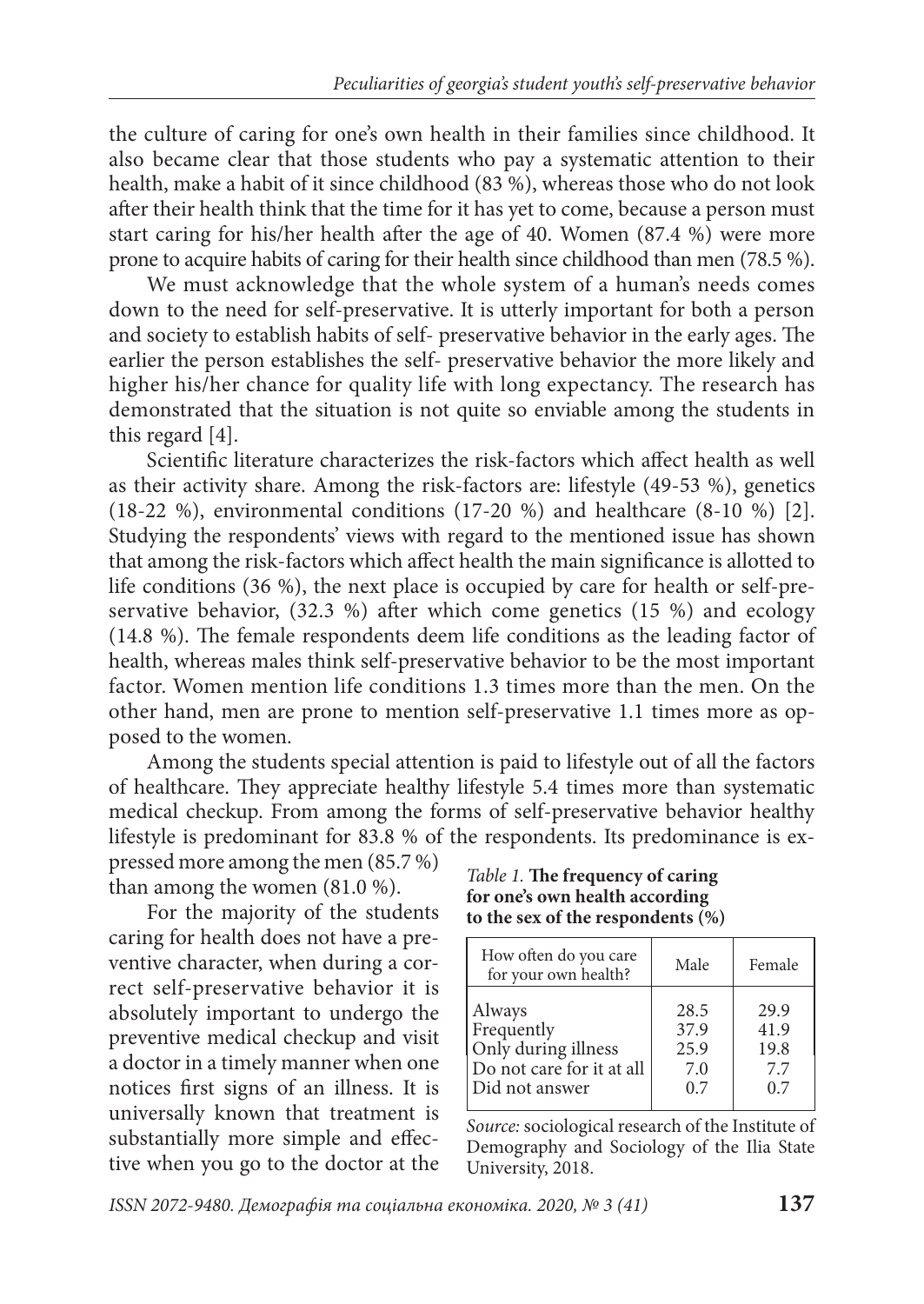the culture of caring for one's own health in their families since childhood. It also became clear that those students who pay a systematic attention to their health, make a habit of it since childhood (83 %), whereas those who do not look after their health think that the time for it has yet to come, because a person must start caring for his/her health after the age of 40. Women (87.4 %) were more prone to acquire habits of caring for their health since childhood than men (78.5 %).

We must acknowledge that the whole system of a human's needs comes down to the need for self-preservative. It is utterly important for both a person and society to establish habits of self- preservative behavior in the early ages. The earlier the person establishes the self- preservative behavior the more likely and higher his/her chance for quality life with long expectancy. The research has demonstrated that the situation is not quite so enviable among the students in this regard [4].

Scientific literature characterizes the risk-factors which affect health as well as their activity share. Among the risk-factors are: lifestyle (49-53 %), genetics (18-22 %), environmental conditions (17-20 %) and healthcare (8-10 %) [2]. Studying the respondents' views with regard to the mentioned issue has shown that among the risk-factors which affect health the main significance is allotted to life conditions (36 %), the next place is occupied by care for health or self-preservative behavior, (32.3 %) after which come genetics (15 %) and ecology (14.8 %). The female respondents deem life conditions as the leading factor of health, whereas males think self-preservative behavior to be the most important factor. Women mention life conditions 1.3 times more than the men. On the other hand, men are prone to mention self-preservative 1.1 times more as opposed to the women.

Among the students special attention is paid to lifestyle out of all the factors of healthcare. They appreciate healthy lifestyle 5.4 times more than systematic medical checkup. From among the forms of self-preservative behavior healthy lifestyle is predominant for 83.8 % of the respondents. Its predominance is expressed more among the men (85.7 %) than among the women (81.0 %).

For the majority of the students caring for health does not have a preventive character, when during a correct self-preservative behavior it is absolutely important to undergo the preventive medical checkup and visit a doctor in a timely manner when one notices first signs of an illness. It is universally known that treatment is substantially more simple and effective when you go to the doctor at the

*Table 1.* **The frequency of caring for one's own health according to the sex of the respondents (%)**

| How often do you care for your own health? | Male | Female |
|---|---|---|
| Always | 28.5 | 29.9 |
| Frequently | 37.9 | 41.9 |
| Only during illness | 25.9 | 19.8 |
| Do not care for it at all | 7.0 | 7.7 |
| Did not answer | 0.7 | 0.7 |

*Source:* sociological research of the Institute of Demography and Sociology of the Ilia State University, 2018.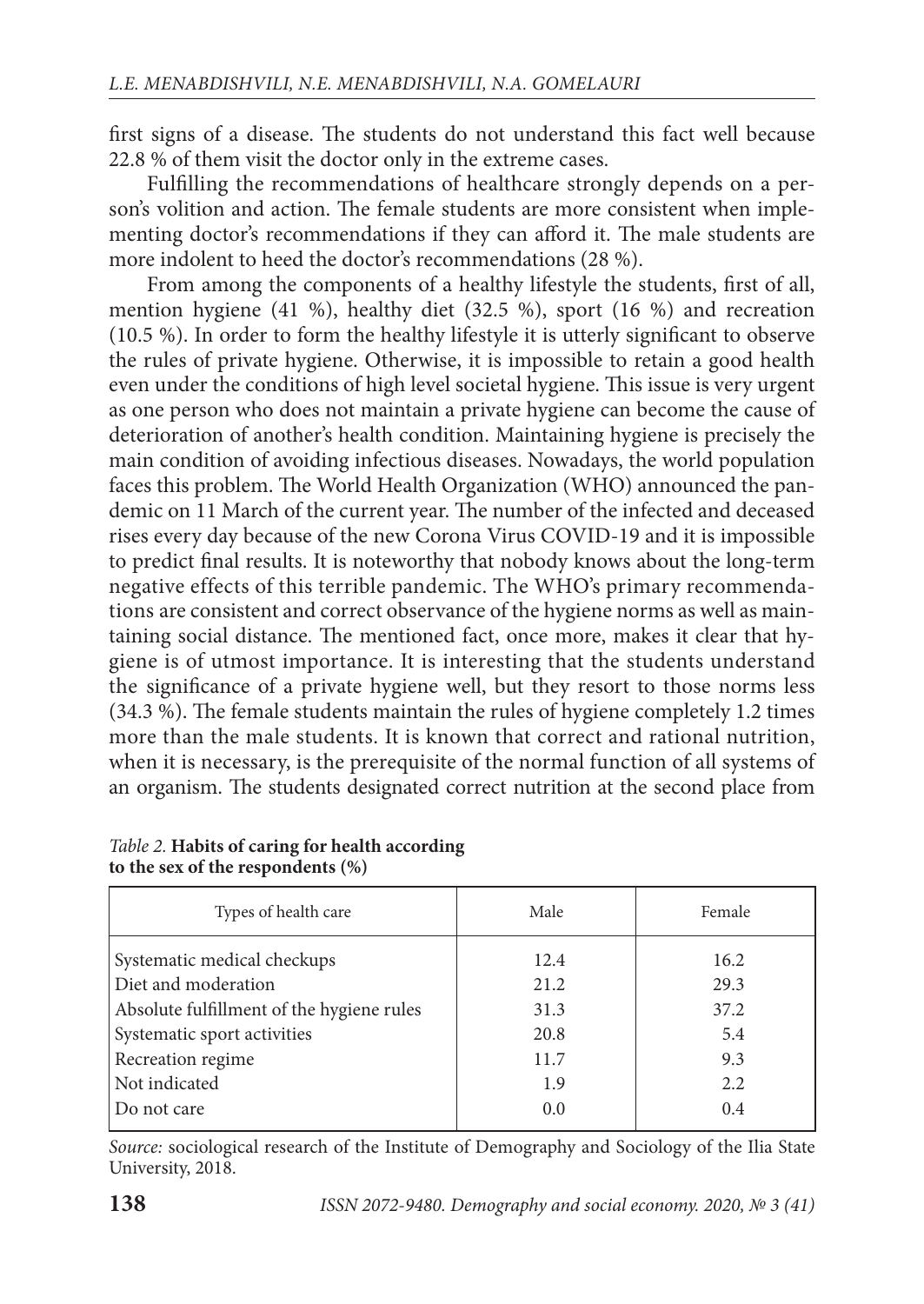first signs of a disease. The students do not understand this fact well because 22.8 % of them visit the doctor only in the extreme cases.

Fulfilling the recommendations of healthcare strongly depends on a person's volition and action. The female students are more consistent when implementing doctor's recommendations if they can afford it. The male students are more indolent to heed the doctor's recommendations (28 %).

From among the components of a healthy lifestyle the students, first of all, mention hygiene (41 %), healthy diet (32.5 %), sport (16 %) and recreation (10.5 %). In order to form the healthy lifestyle it is utterly significant to observe the rules of private hygiene. Otherwise, it is impossible to retain a good health even under the conditions of high level societal hygiene. This issue is very urgent as one person who does not maintain a private hygiene can become the cause of deterioration of another's health condition. Maintaining hygiene is precisely the main condition of avoiding infectious diseases. Nowadays, the world population faces this problem. The World Health Organization (WHO) announced the pandemic on 11 March of the current year. The number of the infected and deceased rises every day because of the new Corona Virus COVID-19 and it is impossible to predict final results. It is noteworthy that nobody knows about the long-term negative effects of this terrible pandemic. The WHO's primary recommendations are consistent and correct observance of the hygiene norms as well as maintaining social distance. The mentioned fact, once more, makes it clear that hygiene is of utmost importance. It is interesting that the students understand the significance of a private hygiene well, but they resort to those norms less (34.3 %). The female students maintain the rules of hygiene completely 1.2 times more than the male students. It is known that correct and rational nutrition, when it is necessary, is the prerequisite of the normal function of all systems of an organism. The students designated correct nutrition at the second place from

*Table 2.* **Habits of caring for health according to the sex of the respondents (%)**

| Types of health care | Male | Female |
|---|---|---|
| Systematic medical checkups | 12.4 | 16.2 |
| Diet and moderation | 21.2 | 29.3 |
| Absolute fulfillment of the hygiene rules | 31.3 | 37.2 |
| Systematic sport activities | 20.8 | 5.4 |
| Recreation regime | 11.7 | 9.3 |
| Not indicated | 1.9 | 2.2 |
| Do not care | 0.0 | 0.4 |

*Source:* sociological research of the Institute of Demography and Sociology of the Ilia State University, 2018.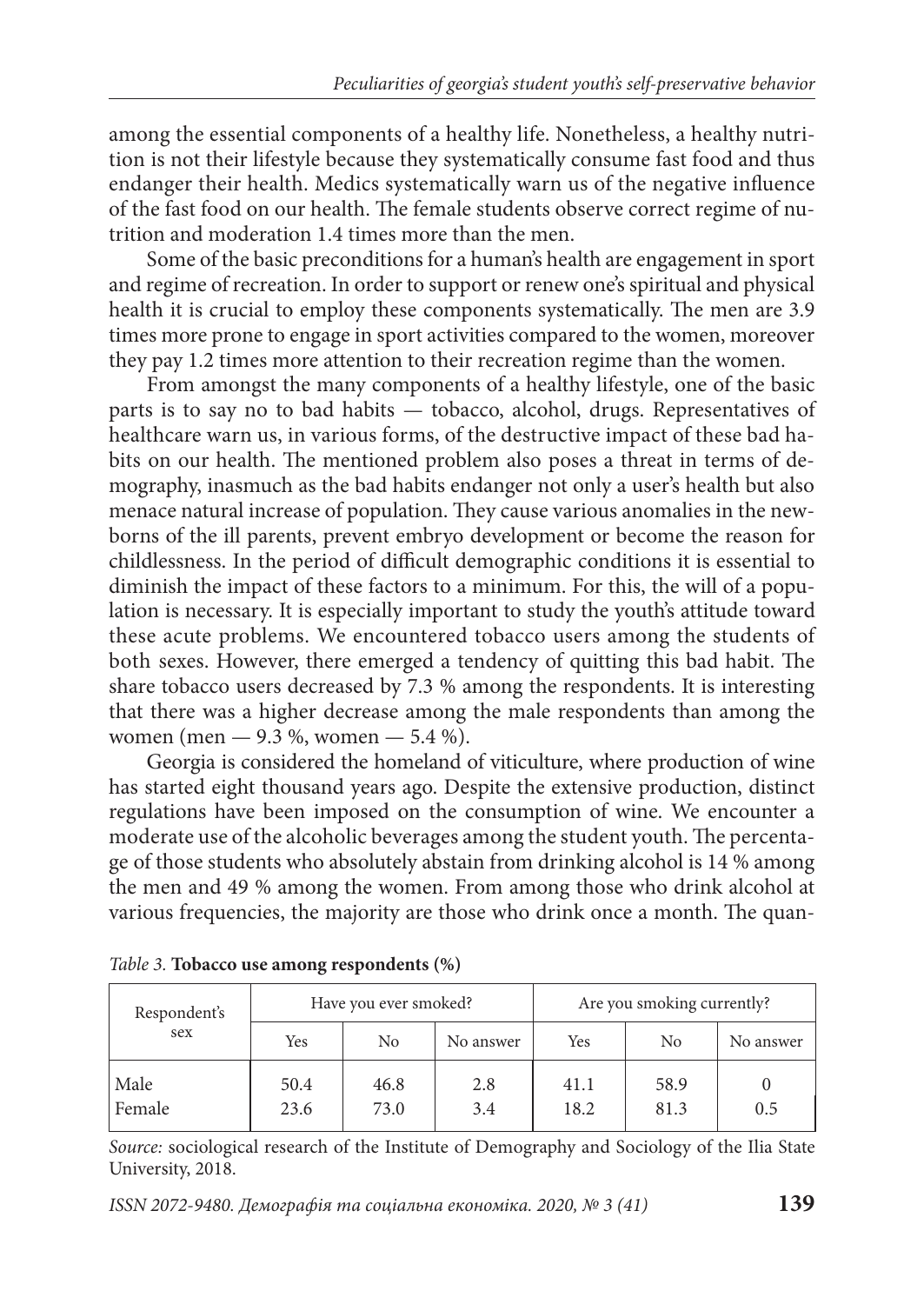among the essential components of a healthy life. Nonetheless, a healthy nutrition is not their lifestyle because they systematically consume fast food and thus endanger their health. Medics systematically warn us of the negative influence of the fast food on our health. The female students observe correct regime of nutrition and moderation 1.4 times more than the men.

Some of the basic preconditions for a human's health are engagement in sport and regime of recreation. In order to support or renew one's spiritual and physical health it is crucial to employ these components systematically. The men are 3.9 times more prone to engage in sport activities compared to the women, moreover they pay 1.2 times more attention to their recreation regime than the women.

From amongst the many components of a healthy lifestyle, one of the basic parts is to say no to bad habits — tobacco, alcohol, drugs. Representatives of healthcare warn us, in various forms, of the destructive impact of these bad habits on our health. The mentioned problem also poses a threat in terms of demography, inasmuch as the bad habits endanger not only a user's health but also menace natural increase of population. They cause various anomalies in the newborns of the ill parents, prevent embryo development or become the reason for childlessness. In the period of difficult demographic conditions it is essential to diminish the impact of these factors to a minimum. For this, the will of a population is necessary. It is especially important to study the youth's attitude toward these acute problems. We encountered tobacco users among the students of both sexes. However, there emerged a tendency of quitting this bad habit. The share tobacco users decreased by 7.3 % among the respondents. It is interesting that there was a higher decrease among the male respondents than among the women (men — 9.3 %, women — 5.4 %).

Georgia is considered the homeland of viticulture, where production of wine has started eight thousand years ago. Despite the extensive production, distinct regulations have been imposed on the consumption of wine. We encounter a moderate use of the alcoholic beverages among the student youth. The percentage of those students who absolutely abstain from drinking alcohol is 14 % among the men and 49 % among the women. From among those who drink alcohol at various frequencies, the majority are those who drink once a month. The quan-

*Table 3.* **Tobacco use among respondents (%)**

| Respondent's sex | Have you ever smoked? | | | Are you smoking currently? | | |
|---|---|---|---|---|---|---|
| | Yes | No | No answer | Yes | No | No answer |
| Male | 50.4 | 46.8 | 2.8 | 41.1 | 58.9 | 0 |
| Female | 23.6 | 73.0 | 3.4 | 18.2 | 81.3 | 0.5 |

*Source:* sociological research of the Institute of Demography and Sociology of the Ilia State University, 2018.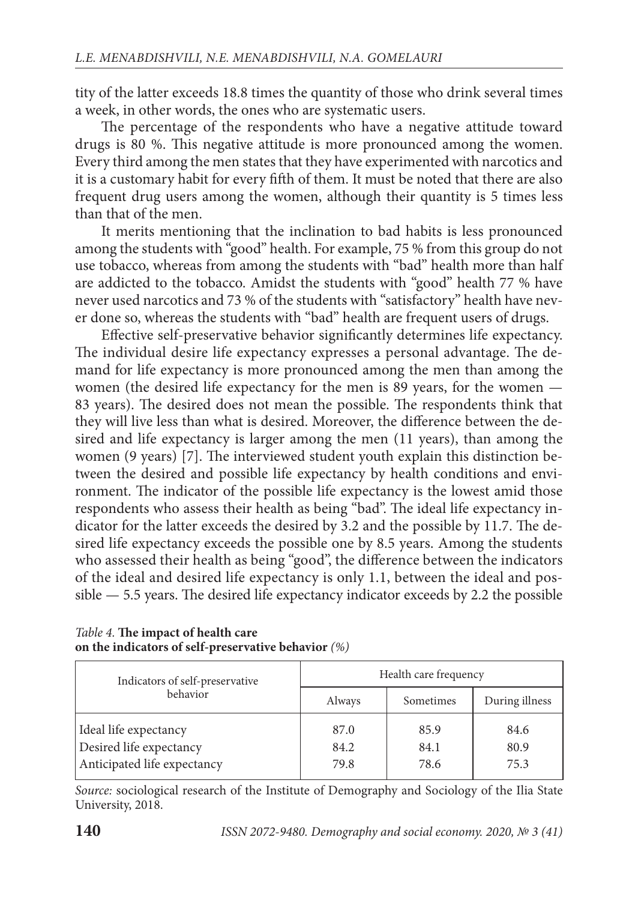tity of the latter exceeds 18.8 times the quantity of those who drink several times a week, in other words, the ones who are systematic users.

The percentage of the respondents who have a negative attitude toward drugs is 80 %. This negative attitude is more pronounced among the women. Every third among the men states that they have experimented with narcotics and it is a customary habit for every fifth of them. It must be noted that there are also frequent drug users among the women, although their quantity is 5 times less than that of the men.

It merits mentioning that the inclination to bad habits is less pronounced among the students with "good" health. For example, 75 % from this group do not use tobacco, whereas from among the students with "bad" health more than half are addicted to the tobacco. Amidst the students with "good" health 77 % have never used narcotics and 73 % of the students with "satisfactory" health have never done so, whereas the students with "bad" health are frequent users of drugs.

Effective self-preservative behavior significantly determines life expectancy. The individual desire life expectancy expresses a personal advantage. The demand for life expectancy is more pronounced among the men than among the women (the desired life expectancy for the men is 89 years, for the women — 83 years). The desired does not mean the possible. The respondents think that they will live less than what is desired. Moreover, the difference between the desired and life expectancy is larger among the men (11 years), than among the women (9 years) [7]. The interviewed student youth explain this distinction between the desired and possible life expectancy by health conditions and environment. The indicator of the possible life expectancy is the lowest amid those respondents who assess their health as being "bad". The ideal life expectancy indicator for the latter exceeds the desired by 3.2 and the possible by 11.7. The desired life expectancy exceeds the possible one by 8.5 years. Among the students who assessed their health as being "good", the difference between the indicators of the ideal and desired life expectancy is only 1.1, between the ideal and possible — 5.5 years. The desired life expectancy indicator exceeds by 2.2 the possible

*Table 4.* **The impact of health care on the indicators of self-preservative behavior** *(%)*

| Indicators of self-preservative behavior | Health care frequency | | |
|---|---|---|---|
| | Always | Sometimes | During illness |
| Ideal life expectancy | 87.0 | 85.9 | 84.6 |
| Desired life expectancy | 84.2 | 84.1 | 80.9 |
| Anticipated life expectancy | 79.8 | 78.6 | 75.3 |

*Source:* sociological research of the Institute of Demography and Sociology of the Ilia State University, 2018.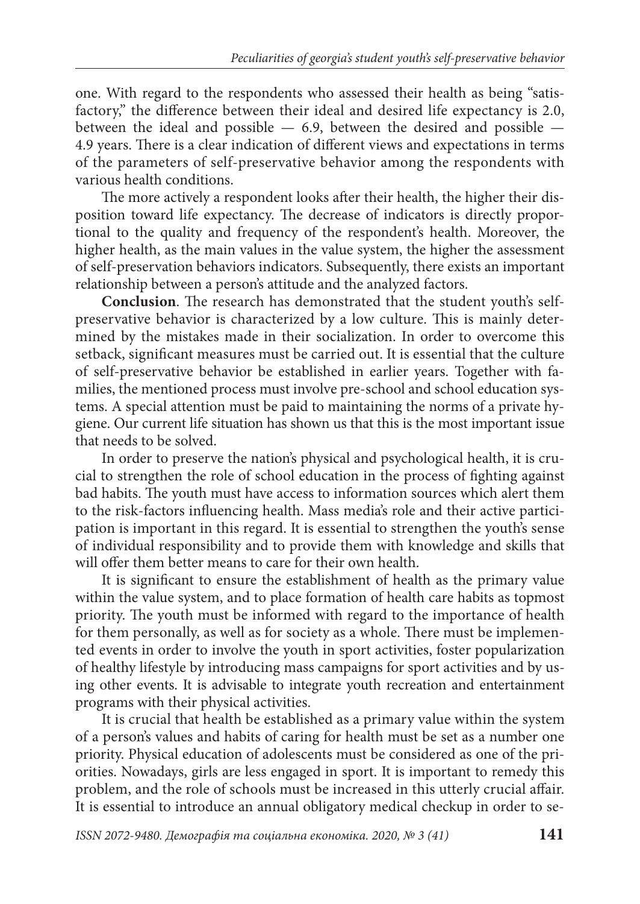one. With regard to the respondents who assessed their health as being "satisfactory," the difference between their ideal and desired life expectancy is 2.0, between the ideal and possible — 6.9, between the desired and possible — 4.9 years. There is a clear indication of different views and expectations in terms of the parameters of self-preservative behavior among the respondents with various health conditions.

The more actively a respondent looks after their health, the higher their disposition toward life expectancy. The decrease of indicators is directly proportional to the quality and frequency of the respondent's health. Moreover, the higher health, as the main values in the value system, the higher the assessment of self-preservation behaviors indicators. Subsequently, there exists an important relationship between a person's attitude and the analyzed factors.

**Conclusion**. The research has demonstrated that the student youth's self-preservative behavior is characterized by a low culture. This is mainly determined by the mistakes made in their socialization. In order to overcome this setback, significant measures must be carried out. It is essential that the culture of self-preservative behavior be established in earlier years. Together with families, the mentioned process must involve pre-school and school education systems. A special attention must be paid to maintaining the norms of a private hygiene. Our current life situation has shown us that this is the most important issue that needs to be solved.

In order to preserve the nation's physical and psychological health, it is crucial to strengthen the role of school education in the process of fighting against bad habits. The youth must have access to information sources which alert them to the risk-factors influencing health. Mass media's role and their active participation is important in this regard. It is essential to strengthen the youth's sense of individual responsibility and to provide them with knowledge and skills that will offer them better means to care for their own health.

It is significant to ensure the establishment of health as the primary value within the value system, and to place formation of health care habits as topmost priority. The youth must be informed with regard to the importance of health for them personally, as well as for society as a whole. There must be implemented events in order to involve the youth in sport activities, foster popularization of healthy lifestyle by introducing mass campaigns for sport activities and by using other events. It is advisable to integrate youth recreation and entertainment programs with their physical activities.

It is crucial that health be established as a primary value within the system of a person's values and habits of caring for health must be set as a number one priority. Physical education of adolescents must be considered as one of the priorities. Nowadays, girls are less engaged in sport. It is important to remedy this problem, and the role of schools must be increased in this utterly crucial affair. It is essential to introduce an annual obligatory medical checkup in order to se-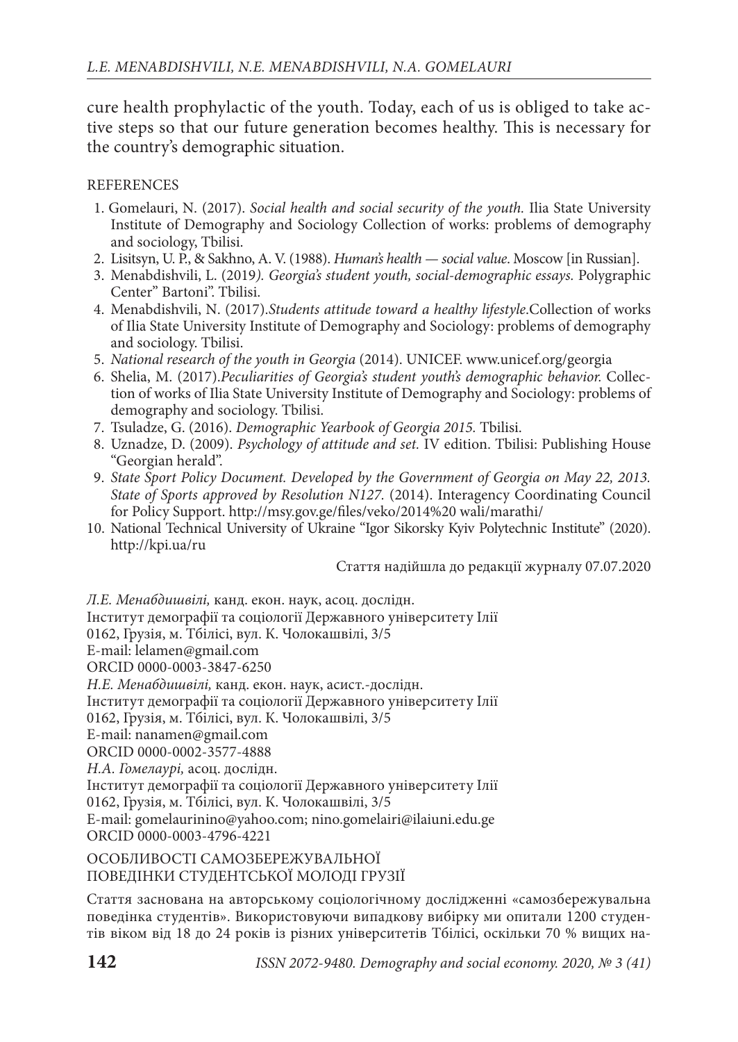cure health prophylactic of the youth. Today, each of us is obliged to take active steps so that our future generation becomes healthy. This is necessary for the country's demographic situation.

REFERENCES

1. Gomelauri, N. (2017). *Social health and social security of the youth.* Ilia State University Institute of Demography and Sociology Collection of works: problems of demography and sociology, Tbilisi.
2. Lisitsyn, U. P., & Sakhno, A. V. (1988). *Human's health — social value.* Moscow [in Russian].
3. Menabdishvili, L. (2019*). Georgia's student youth, social-demographic essays.* Polygraphic Center" Bartoni". Tbilisi.
4. Menabdishvili, N. (2017).*Students attitude toward a healthy lifestyle*.Collection of works of Ilia State University Institute of Demography and Sociology: problems of demography and sociology. Tbilisi.
5. *National research of the youth in Georgia* (2014). UNICEF. www.unicef.org/georgia
6. Shelia, M. (2017).*Peculiarities of Georgia's student youth's demographic behavior.* Collection of works of Ilia State University Institute of Demography and Sociology: problems of demography and sociology. Tbilisi.
7. Tsuladze, G. (2016). *Demographic Yearbook of Georgia 2015.* Tbilisi.
8. Uznadze, D. (2009). *Psychology of attitude and set.* IV edition. Tbilisi: Publishing House "Georgian herald".
9. *State Sport Policy Document. Developed by the Government of Georgia on May 22, 2013. State of Sports approved by Resolution N127.* (2014). Interagency Coordinating Council for Policy Support. http://msy.gov.ge/files/veko/2014%20 wali/marathi/
10. National Technical University of Ukraine "Igor Sikorsky Kyiv Polytechnic Institute" (2020). http://kpi.ua/ru

Стаття надійшла до редакції журналу 07.07.2020

*Л.Е. Менабдишвілі,* канд. екон. наук, асоц. дослідн.
Інститут демографії та соціології Державного університету Ілії
0162, Грузія, м. Тбілісі, вул. К. Чолокашвілі, 3/5
E-mail: lelamen@gmail.com
ORCID 0000-0003-3847-6250

*Н.Е. Менабдишвілі,* канд. екон. наук, асист.-дослідн.
Інститут демографії та соціології Державного університету Ілії
0162, Грузія, м. Тбілісі, вул. К. Чолокашвілі, 3/5
E-mail: nanamen@gmail.com
ORCID 0000-0002-3577-4888

*Н.А. Гомелаурі,* асоц. дослідн.
Інститут демографії та соціології Державного університету Ілії
0162, Грузія, м. Тбілісі, вул. К. Чолокашвілі, 3/5
E-mail: gomelaurinino@yahoo.com; nino.gomelairi@ilaiuni.edu.ge
ORCID 0000-0003-4796-4221

## ОСОБЛИВОСТІ САМОЗБЕРЕЖУВАЛЬНОЇ ПОВЕДІНКИ СТУДЕНТСЬКОЇ МОЛОДІ ГРУЗІЇ

Стаття заснована на авторському соціологічному дослідженні «самозбережувальна поведінка студентів». Використовуючи випадкову вибірку ми опитали 1200 студентів віком від 18 до 24 років із різних університетів Тбілісі, оскільки 70 % вищих на-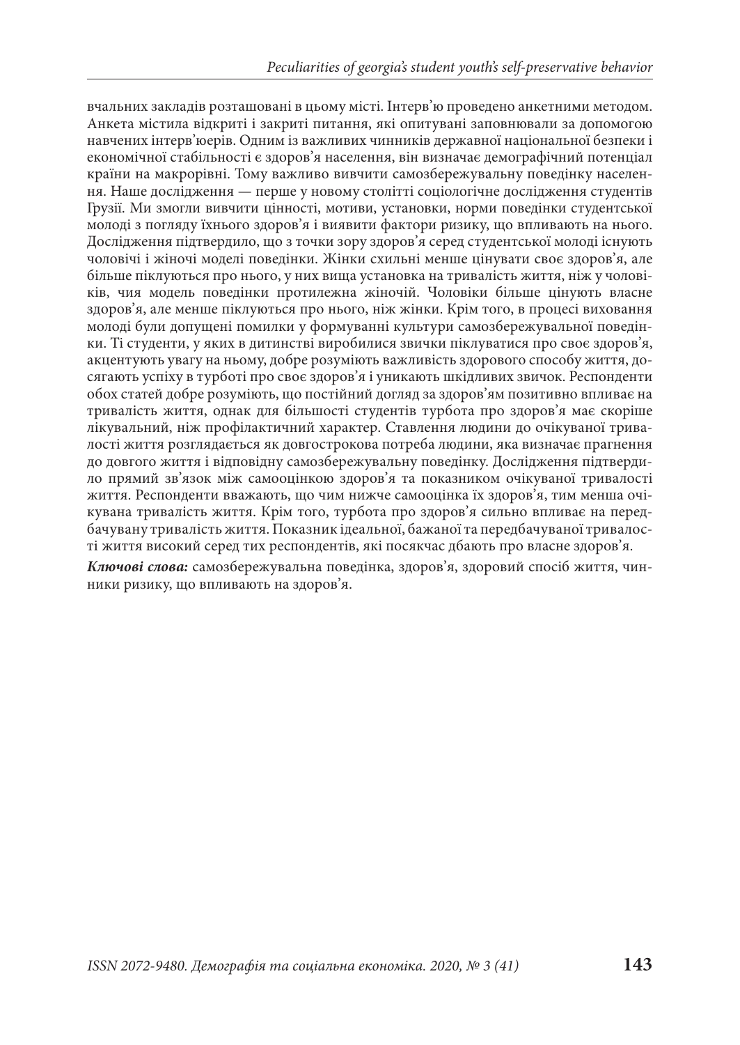вчальних закладів розташовані в цьому місті. Інтерв'ю проведено анкетними методом. Анкета містила відкриті і закриті питання, які опитувані заповнювали за допомогою навчених інтерв'юерів. Одним із важливих чинників державної національної безпеки і економічної стабільності є здоров'я населення, він визначає демографічний потенціал країни на макрорівні. Тому важливо вивчити самозбережувальну поведінку населення. Наше дослідження — перше у новому столітті соціологічне дослідження студентів Грузії. Ми змогли вивчити цінності, мотиви, установки, норми поведінки студентської молоді з погляду їхнього здоров'я і виявити фактори ризику, що впливають на нього. Дослідження підтвердило, що з точки зору здоров'я серед студентської молоді існують чоловічі і жіночі моделі поведінки. Жінки схильні менше цінувати своє здоров'я, але більше піклуються про нього, у них вища установка на тривалість життя, ніж у чоловіків, чия модель поведінки протилежна жіночій. Чоловіки більше цінують власне здоров'я, але менше піклуються про нього, ніж жінки. Крім того, в процесі виховання молоді були допущені помилки у формуванні культури самозбережувальної поведінки. Ті студенти, у яких в дитинстві виробилися звички піклуватися про своє здоров'я, акцентують увагу на ньому, добре розуміють важливість здорового способу життя, досягають успіху в турботі про своє здоров'я і уникають шкідливих звичок. Респонденти обох статей добре розуміють, що постійний догляд за здоров'ям позитивно впливає на тривалість життя, однак для більшості студентів турбота про здоров'я має скоріше лікувальний, ніж профілактичний характер. Ставлення людини до очікуваної тривалості життя розглядається як довгострокова потреба людини, яка визначає прагнення до довгого життя і відповідну самозбережувальну поведінку. Дослідження підтвердило прямий зв'язок між самооцінкою здоров'я та показником очікуваної тривалості життя. Респонденти вважають, що чим нижче самооцінка їх здоров'я, тим менша очікувана тривалість життя. Крім того, турбота про здоров'я сильно впливає на передбачувану тривалість життя. Показник ідеальної, бажаної та передбачуваної тривалості життя високий серед тих респондентів, які посякчас дбають про власне здоров'я.

***Ключові слова:*** самозбережувальна поведінка, здоров'я, здоровий спосіб життя, чинники ризику, що впливають на здоров'я.